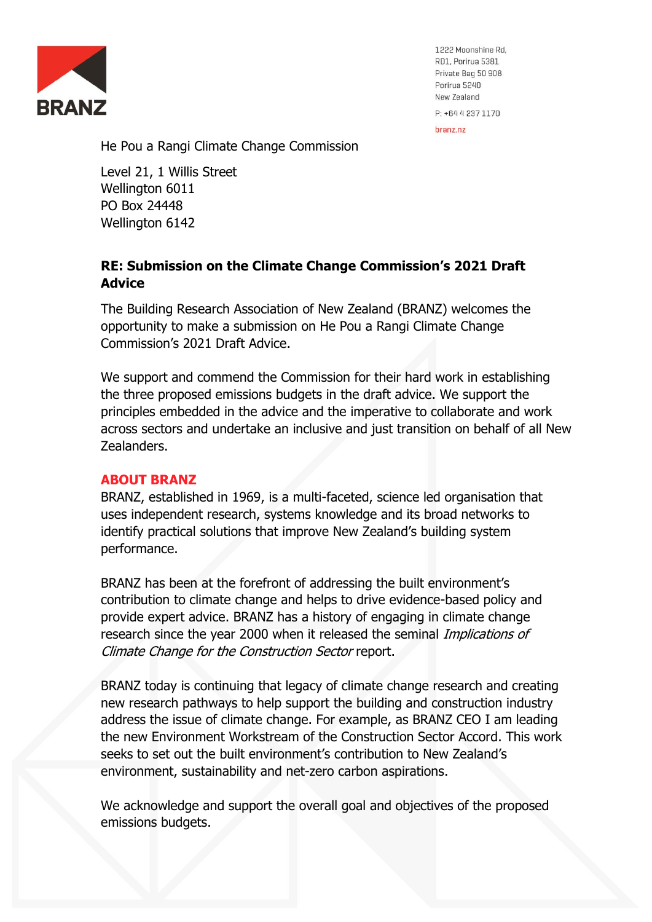1222 Moonshine Rd,
RD1, Porirua 5381
Private Bag 50 908
Porirua 5240
New Zealand

P: +64 4 237 1170

branz.nz

He Pou a Rangi Climate Change Commission

Level 21, 1 Willis Street
Wellington 6011
PO Box 24448
Wellington 6142

**RE: Submission on the Climate Change Commission's 2021 Draft Advice**

The Building Research Association of New Zealand (BRANZ) welcomes the opportunity to make a submission on He Pou a Rangi Climate Change Commission's 2021 Draft Advice.

We support and commend the Commission for their hard work in establishing the three proposed emissions budgets in the draft advice. We support the principles embedded in the advice and the imperative to collaborate and work across sectors and undertake an inclusive and just transition on behalf of all New Zealanders.

## ABOUT BRANZ

BRANZ, established in 1969, is a multi-faceted, science led organisation that uses independent research, systems knowledge and its broad networks to identify practical solutions that improve New Zealand's building system performance.

BRANZ has been at the forefront of addressing the built environment's contribution to climate change and helps to drive evidence-based policy and provide expert advice. BRANZ has a history of engaging in climate change research since the year 2000 when it released the seminal *Implications of Climate Change for the Construction Sector* report.

BRANZ today is continuing that legacy of climate change research and creating new research pathways to help support the building and construction industry address the issue of climate change. For example, as BRANZ CEO I am leading the new Environment Workstream of the Construction Sector Accord. This work seeks to set out the built environment's contribution to New Zealand's environment, sustainability and net-zero carbon aspirations.

We acknowledge and support the overall goal and objectives of the proposed emissions budgets.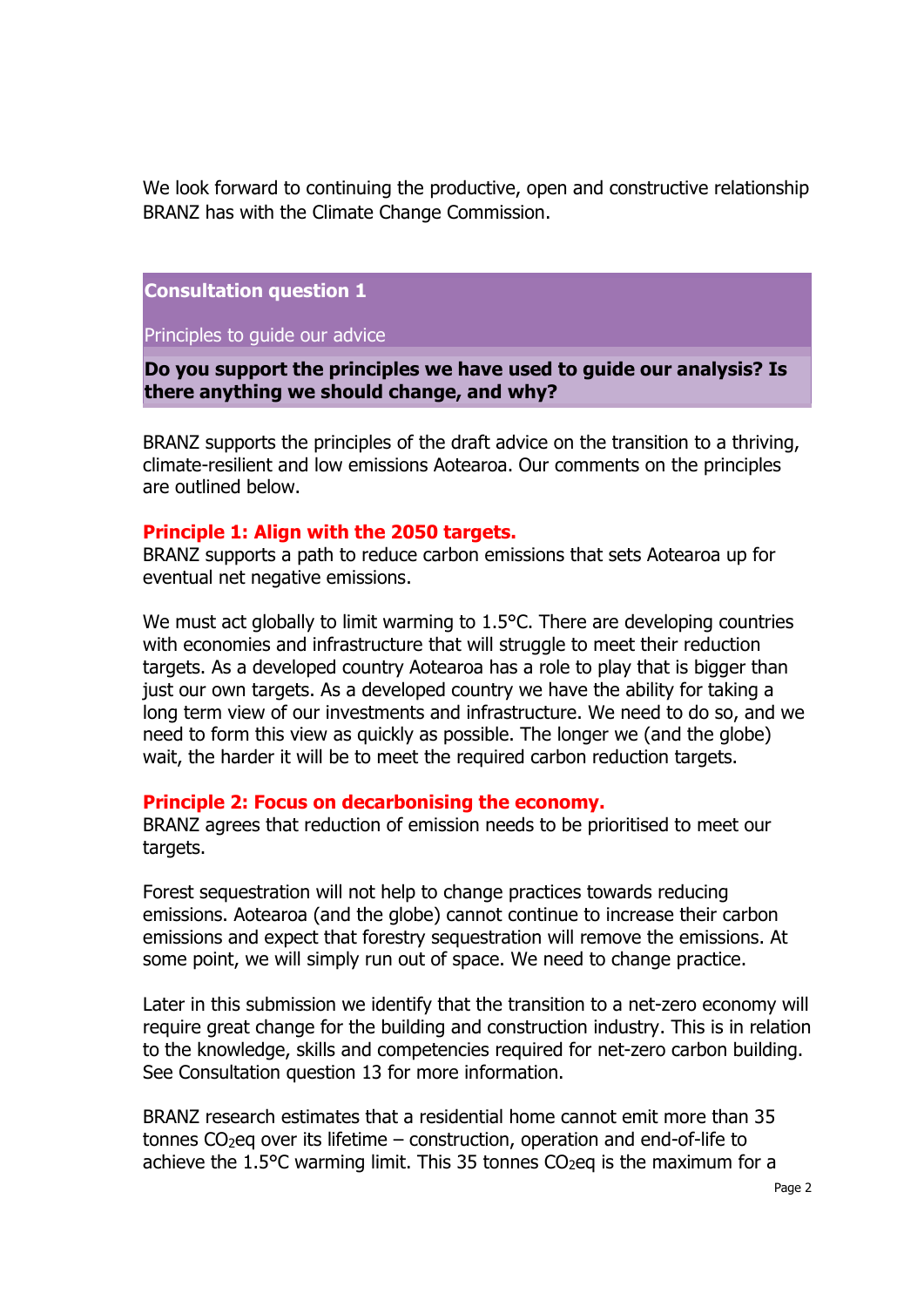We look forward to continuing the productive, open and constructive relationship BRANZ has with the Climate Change Commission.

## Consultation question 1

Principles to guide our advice

**Do you support the principles we have used to guide our analysis? Is there anything we should change, and why?**

BRANZ supports the principles of the draft advice on the transition to a thriving, climate-resilient and low emissions Aotearoa. Our comments on the principles are outlined below.

### Principle 1: Align with the 2050 targets.

BRANZ supports a path to reduce carbon emissions that sets Aotearoa up for eventual net negative emissions.

We must act globally to limit warming to 1.5°C. There are developing countries with economies and infrastructure that will struggle to meet their reduction targets. As a developed country Aotearoa has a role to play that is bigger than just our own targets. As a developed country we have the ability for taking a long term view of our investments and infrastructure. We need to do so, and we need to form this view as quickly as possible. The longer we (and the globe) wait, the harder it will be to meet the required carbon reduction targets.

### Principle 2: Focus on decarbonising the economy.

BRANZ agrees that reduction of emission needs to be prioritised to meet our targets.

Forest sequestration will not help to change practices towards reducing emissions. Aotearoa (and the globe) cannot continue to increase their carbon emissions and expect that forestry sequestration will remove the emissions. At some point, we will simply run out of space. We need to change practice.

Later in this submission we identify that the transition to a net-zero economy will require great change for the building and construction industry. This is in relation to the knowledge, skills and competencies required for net-zero carbon building. See Consultation question 13 for more information.

BRANZ research estimates that a residential home cannot emit more than 35 tonnes $CO_2$eq over its lifetime – construction, operation and end-of-life to achieve the 1.5°C warming limit. This 35 tonnes $CO_2$eq is the maximum for a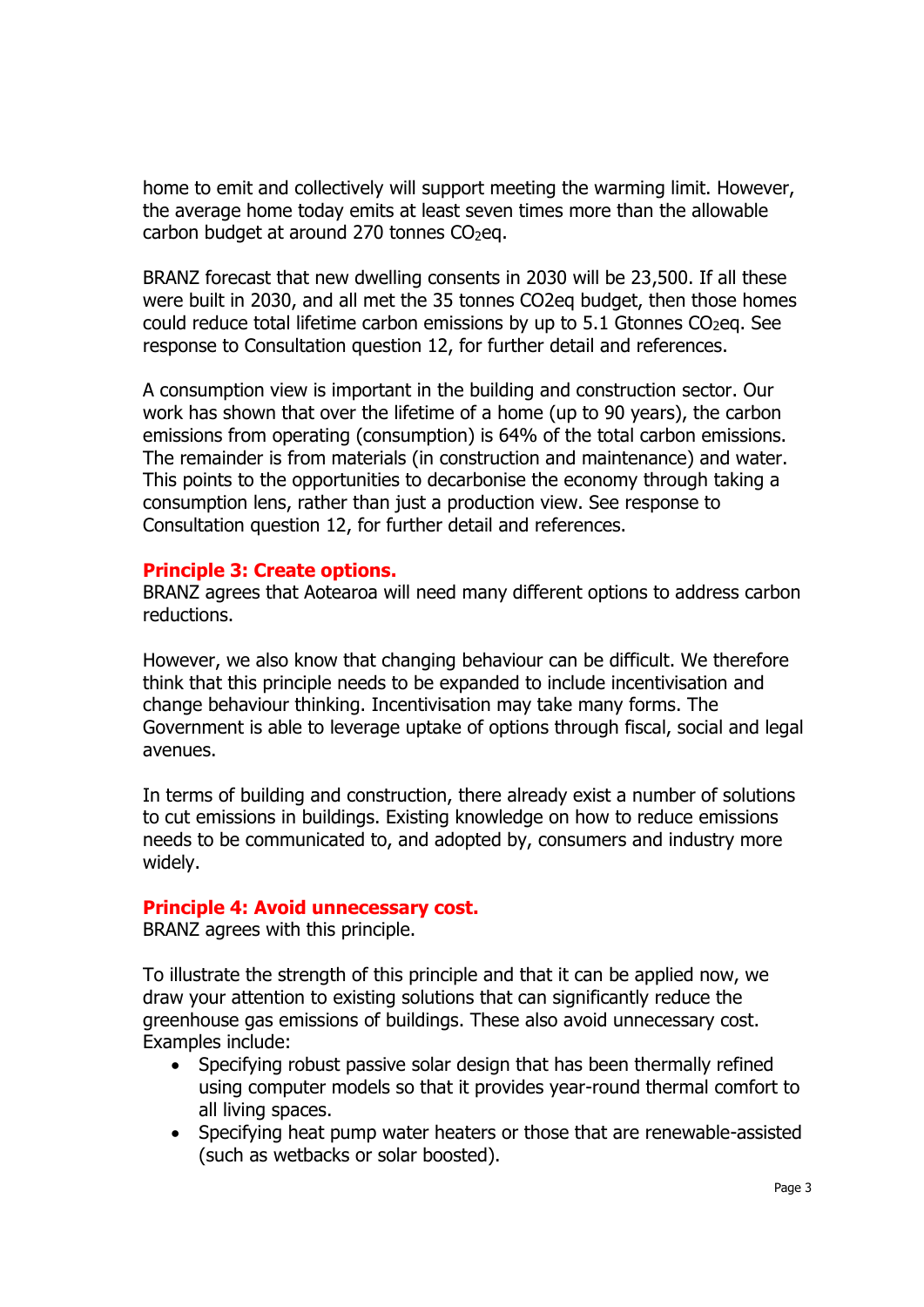home to emit and collectively will support meeting the warming limit. However, the average home today emits at least seven times more than the allowable carbon budget at around 270 tonnes $CO_2$eq.

BRANZ forecast that new dwelling consents in 2030 will be 23,500. If all these were built in 2030, and all met the 35 tonnes CO2eq budget, then those homes could reduce total lifetime carbon emissions by up to 5.1 Gtonnes $CO_2$eq. See response to Consultation question 12, for further detail and references.

A consumption view is important in the building and construction sector. Our work has shown that over the lifetime of a home (up to 90 years), the carbon emissions from operating (consumption) is 64% of the total carbon emissions. The remainder is from materials (in construction and maintenance) and water. This points to the opportunities to decarbonise the economy through taking a consumption lens, rather than just a production view. See response to Consultation question 12, for further detail and references.

**Principle 3: Create options.**
BRANZ agrees that Aotearoa will need many different options to address carbon reductions.

However, we also know that changing behaviour can be difficult. We therefore think that this principle needs to be expanded to include incentivisation and change behaviour thinking. Incentivisation may take many forms. The Government is able to leverage uptake of options through fiscal, social and legal avenues.

In terms of building and construction, there already exist a number of solutions to cut emissions in buildings. Existing knowledge on how to reduce emissions needs to be communicated to, and adopted by, consumers and industry more widely.

**Principle 4: Avoid unnecessary cost.**
BRANZ agrees with this principle.

To illustrate the strength of this principle and that it can be applied now, we draw your attention to existing solutions that can significantly reduce the greenhouse gas emissions of buildings. These also avoid unnecessary cost. Examples include:

- Specifying robust passive solar design that has been thermally refined using computer models so that it provides year-round thermal comfort to all living spaces.
- Specifying heat pump water heaters or those that are renewable-assisted (such as wetbacks or solar boosted).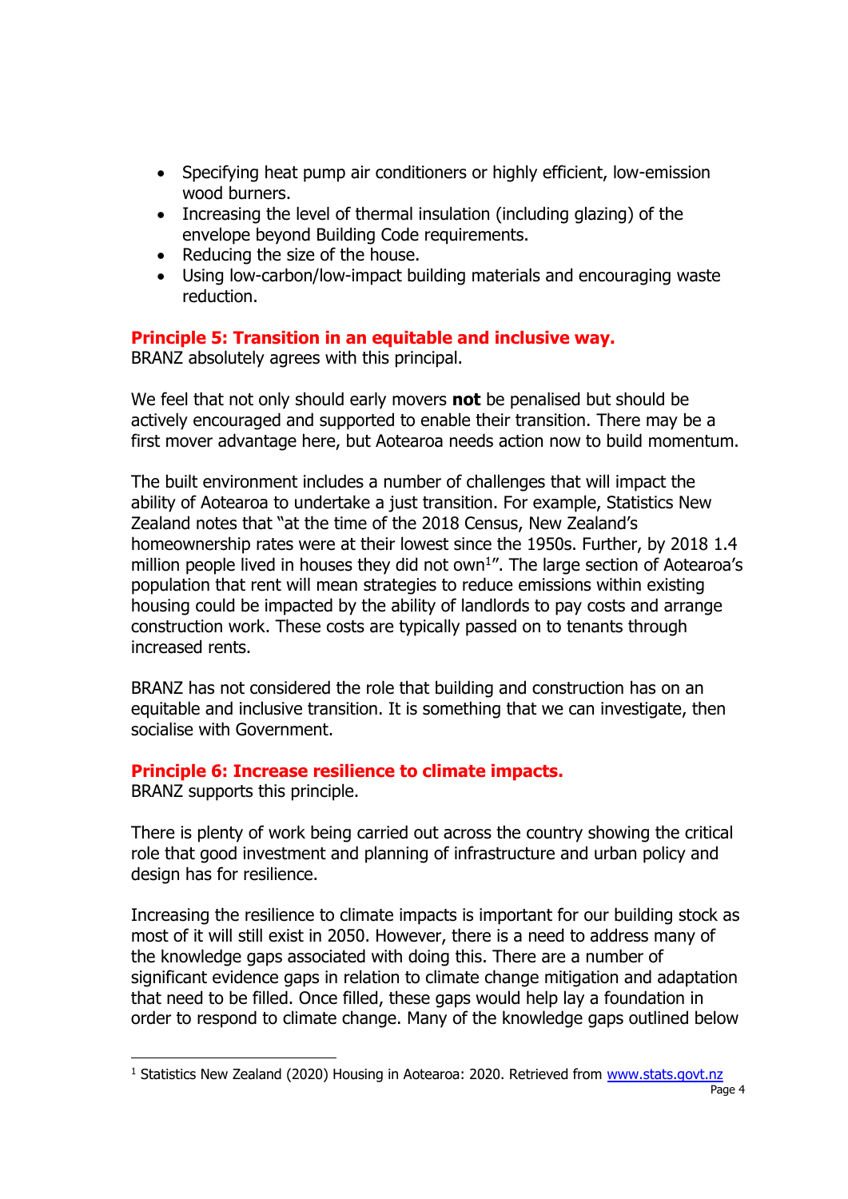- Specifying heat pump air conditioners or highly efficient, low-emission wood burners.
- Increasing the level of thermal insulation (including glazing) of the envelope beyond Building Code requirements.
- Reducing the size of the house.
- Using low-carbon/low-impact building materials and encouraging waste reduction.

### Principle 5: Transition in an equitable and inclusive way.

BRANZ absolutely agrees with this principal.

We feel that not only should early movers **not** be penalised but should be actively encouraged and supported to enable their transition. There may be a first mover advantage here, but Aotearoa needs action now to build momentum.

The built environment includes a number of challenges that will impact the ability of Aotearoa to undertake a just transition. For example, Statistics New Zealand notes that "at the time of the 2018 Census, New Zealand's homeownership rates were at their lowest since the 1950s. Further, by 2018 1.4 million people lived in houses they did not own[1]". The large section of Aotearoa's population that rent will mean strategies to reduce emissions within existing housing could be impacted by the ability of landlords to pay costs and arrange construction work. These costs are typically passed on to tenants through increased rents.

BRANZ has not considered the role that building and construction has on an equitable and inclusive transition. It is something that we can investigate, then socialise with Government.

### Principle 6: Increase resilience to climate impacts.

BRANZ supports this principle.

There is plenty of work being carried out across the country showing the critical role that good investment and planning of infrastructure and urban policy and design has for resilience.

Increasing the resilience to climate impacts is important for our building stock as most of it will still exist in 2050. However, there is a need to address many of the knowledge gaps associated with doing this. There are a number of significant evidence gaps in relation to climate change mitigation and adaptation that need to be filled. Once filled, these gaps would help lay a foundation in order to respond to climate change. Many of the knowledge gaps outlined below

---

[1] Statistics New Zealand (2020) Housing in Aotearoa: 2020. Retrieved from www.stats.govt.nz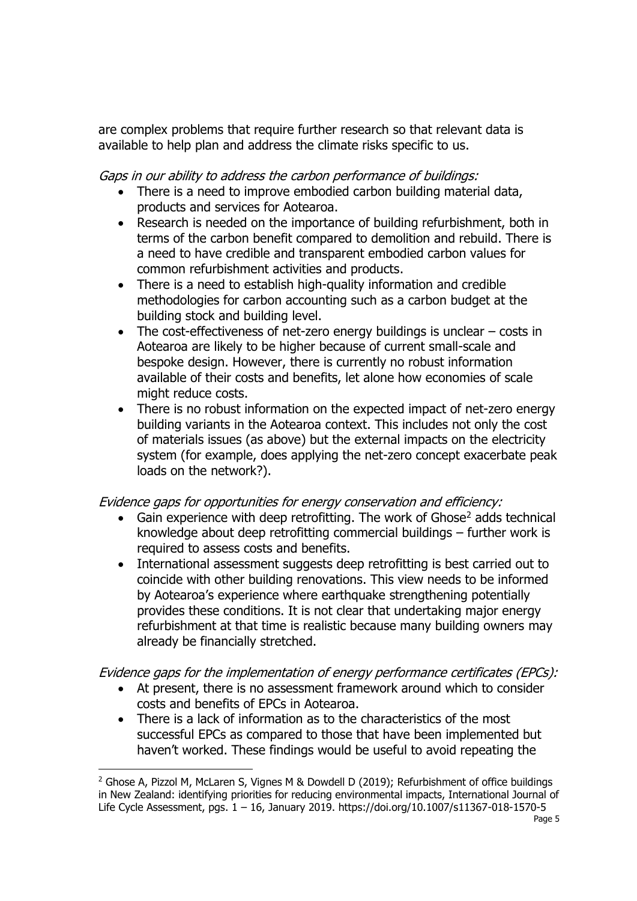are complex problems that require further research so that relevant data is available to help plan and address the climate risks specific to us.

*Gaps in our ability to address the carbon performance of buildings:*

- There is a need to improve embodied carbon building material data, products and services for Aotearoa.
- Research is needed on the importance of building refurbishment, both in terms of the carbon benefit compared to demolition and rebuild. There is a need to have credible and transparent embodied carbon values for common refurbishment activities and products.
- There is a need to establish high-quality information and credible methodologies for carbon accounting such as a carbon budget at the building stock and building level.
- The cost-effectiveness of net-zero energy buildings is unclear – costs in Aotearoa are likely to be higher because of current small-scale and bespoke design. However, there is currently no robust information available of their costs and benefits, let alone how economies of scale might reduce costs.
- There is no robust information on the expected impact of net-zero energy building variants in the Aotearoa context. This includes not only the cost of materials issues (as above) but the external impacts on the electricity system (for example, does applying the net-zero concept exacerbate peak loads on the network?).

*Evidence gaps for opportunities for energy conservation and efficiency:*

- Gain experience with deep retrofitting. The work of Ghose[2] adds technical knowledge about deep retrofitting commercial buildings – further work is required to assess costs and benefits.
- International assessment suggests deep retrofitting is best carried out to coincide with other building renovations. This view needs to be informed by Aotearoa's experience where earthquake strengthening potentially provides these conditions. It is not clear that undertaking major energy refurbishment at that time is realistic because many building owners may already be financially stretched.

*Evidence gaps for the implementation of energy performance certificates (EPCs):*

- At present, there is no assessment framework around which to consider costs and benefits of EPCs in Aotearoa.
- There is a lack of information as to the characteristics of the most successful EPCs as compared to those that have been implemented but haven't worked. These findings would be useful to avoid repeating the

[2] Ghose A, Pizzol M, McLaren S, Vignes M & Dowdell D (2019); Refurbishment of office buildings in New Zealand: identifying priorities for reducing environmental impacts, International Journal of Life Cycle Assessment, pgs. 1 – 16, January 2019. https://doi.org/10.1007/s11367-018-1570-5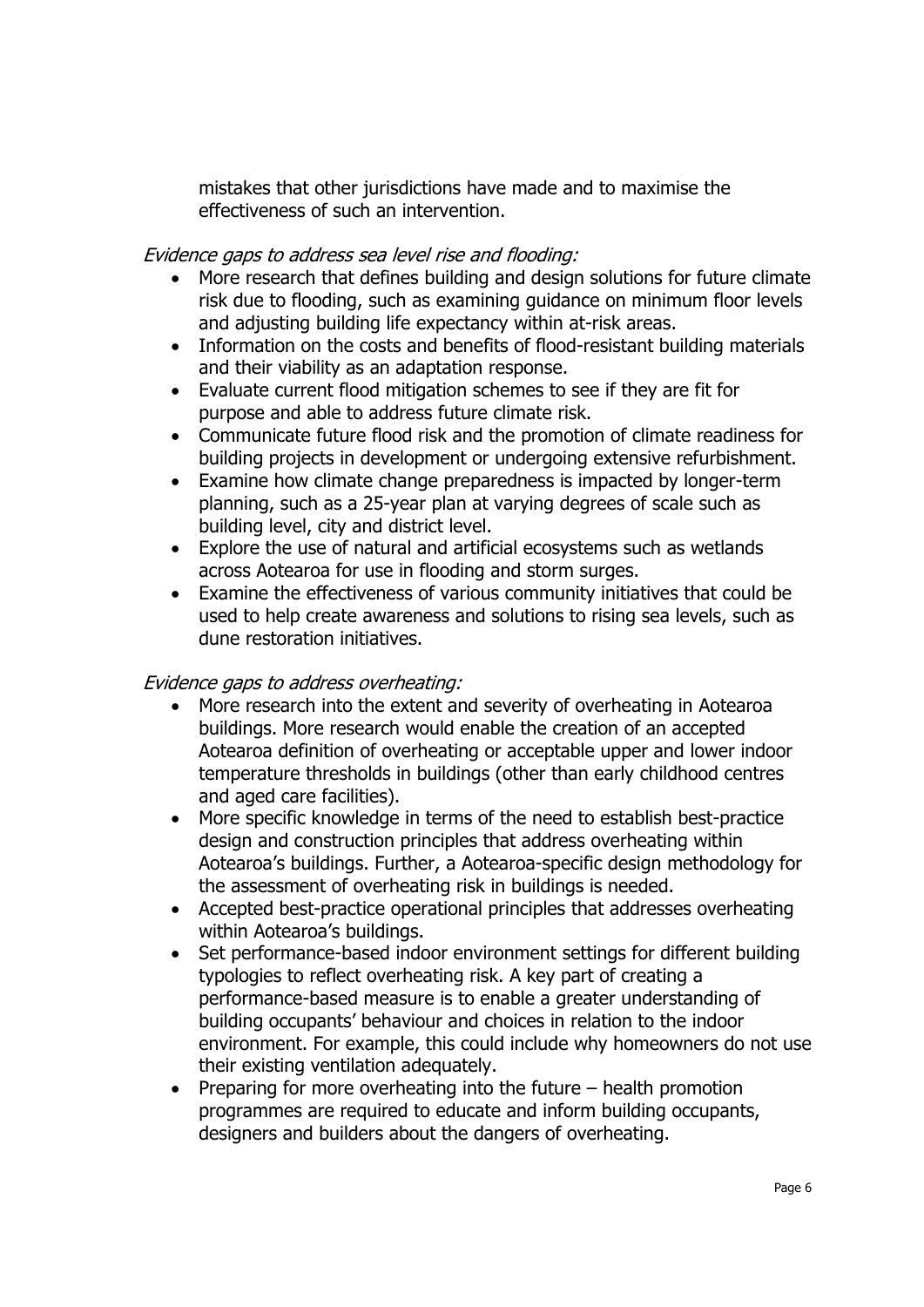mistakes that other jurisdictions have made and to maximise the effectiveness of such an intervention.

*Evidence gaps to address sea level rise and flooding:*

- More research that defines building and design solutions for future climate risk due to flooding, such as examining guidance on minimum floor levels and adjusting building life expectancy within at-risk areas.
- Information on the costs and benefits of flood-resistant building materials and their viability as an adaptation response.
- Evaluate current flood mitigation schemes to see if they are fit for purpose and able to address future climate risk.
- Communicate future flood risk and the promotion of climate readiness for building projects in development or undergoing extensive refurbishment.
- Examine how climate change preparedness is impacted by longer-term planning, such as a 25-year plan at varying degrees of scale such as building level, city and district level.
- Explore the use of natural and artificial ecosystems such as wetlands across Aotearoa for use in flooding and storm surges.
- Examine the effectiveness of various community initiatives that could be used to help create awareness and solutions to rising sea levels, such as dune restoration initiatives.

*Evidence gaps to address overheating:*

- More research into the extent and severity of overheating in Aotearoa buildings. More research would enable the creation of an accepted Aotearoa definition of overheating or acceptable upper and lower indoor temperature thresholds in buildings (other than early childhood centres and aged care facilities).
- More specific knowledge in terms of the need to establish best-practice design and construction principles that address overheating within Aotearoa's buildings. Further, a Aotearoa-specific design methodology for the assessment of overheating risk in buildings is needed.
- Accepted best-practice operational principles that addresses overheating within Aotearoa's buildings.
- Set performance-based indoor environment settings for different building typologies to reflect overheating risk. A key part of creating a performance-based measure is to enable a greater understanding of building occupants' behaviour and choices in relation to the indoor environment. For example, this could include why homeowners do not use their existing ventilation adequately.
- Preparing for more overheating into the future – health promotion programmes are required to educate and inform building occupants, designers and builders about the dangers of overheating.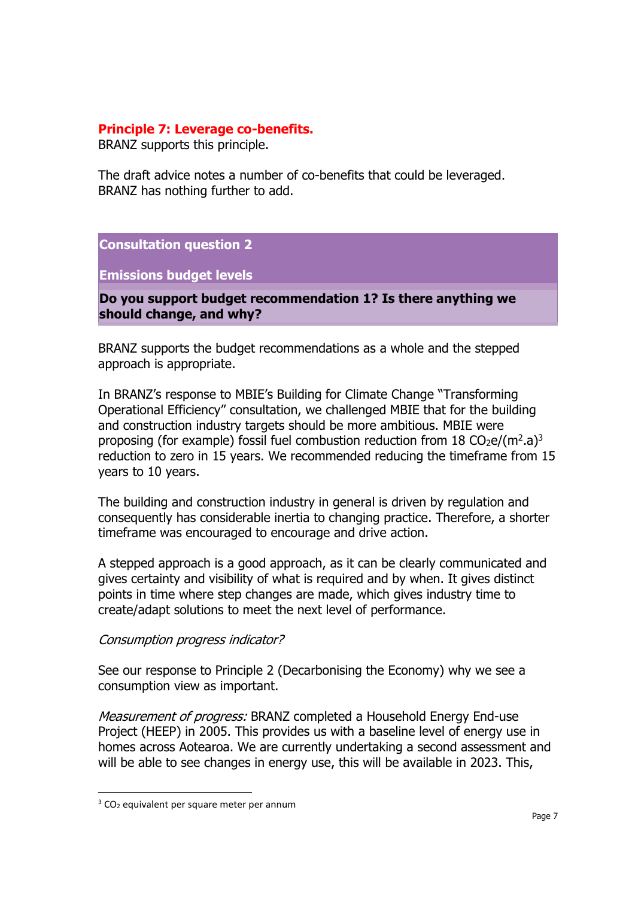## Principle 7: Leverage co-benefits.

BRANZ supports this principle.

The draft advice notes a number of co-benefits that could be leveraged. BRANZ has nothing further to add.

### Consultation question 2

**Emissions budget levels**

**Do you support budget recommendation 1? Is there anything we should change, and why?**

BRANZ supports the budget recommendations as a whole and the stepped approach is appropriate.

In BRANZ's response to MBIE's Building for Climate Change "Transforming Operational Efficiency" consultation, we challenged MBIE that for the building and construction industry targets should be more ambitious. MBIE were proposing (for example) fossil fuel combustion reduction from 18 $CO_2e/(m^2.a)$[3] reduction to zero in 15 years. We recommended reducing the timeframe from 15 years to 10 years.

The building and construction industry in general is driven by regulation and consequently has considerable inertia to changing practice. Therefore, a shorter timeframe was encouraged to encourage and drive action.

A stepped approach is a good approach, as it can be clearly communicated and gives certainty and visibility of what is required and by when. It gives distinct points in time where step changes are made, which gives industry time to create/adapt solutions to meet the next level of performance.

*Consumption progress indicator?*

See our response to Principle 2 (Decarbonising the Economy) why we see a consumption view as important.

*Measurement of progress:* BRANZ completed a Household Energy End-use Project (HEEP) in 2005. This provides us with a baseline level of energy use in homes across Aotearoa. We are currently undertaking a second assessment and will be able to see changes in energy use, this will be available in 2023. This,

[3] $CO_2$ equivalent per square meter per annum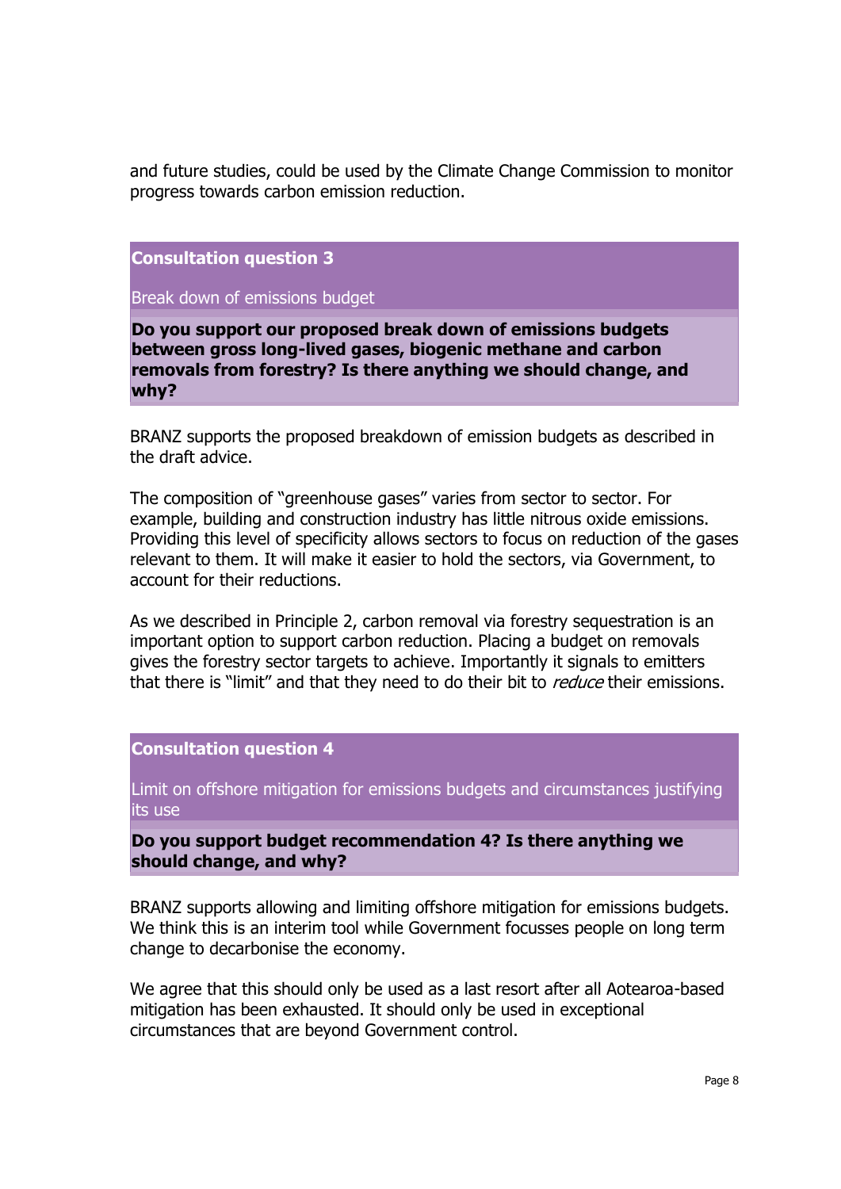and future studies, could be used by the Climate Change Commission to monitor progress towards carbon emission reduction.

**Consultation question 3**

Break down of emissions budget

**Do you support our proposed break down of emissions budgets between gross long-lived gases, biogenic methane and carbon removals from forestry? Is there anything we should change, and why?**

BRANZ supports the proposed breakdown of emission budgets as described in the draft advice.

The composition of "greenhouse gases" varies from sector to sector. For example, building and construction industry has little nitrous oxide emissions. Providing this level of specificity allows sectors to focus on reduction of the gases relevant to them. It will make it easier to hold the sectors, via Government, to account for their reductions.

As we described in Principle 2, carbon removal via forestry sequestration is an important option to support carbon reduction. Placing a budget on removals gives the forestry sector targets to achieve. Importantly it signals to emitters that there is "limit" and that they need to do their bit to *reduce* their emissions.

**Consultation question 4**

Limit on offshore mitigation for emissions budgets and circumstances justifying its use

**Do you support budget recommendation 4? Is there anything we should change, and why?**

BRANZ supports allowing and limiting offshore mitigation for emissions budgets. We think this is an interim tool while Government focusses people on long term change to decarbonise the economy.

We agree that this should only be used as a last resort after all Aotearoa-based mitigation has been exhausted. It should only be used in exceptional circumstances that are beyond Government control.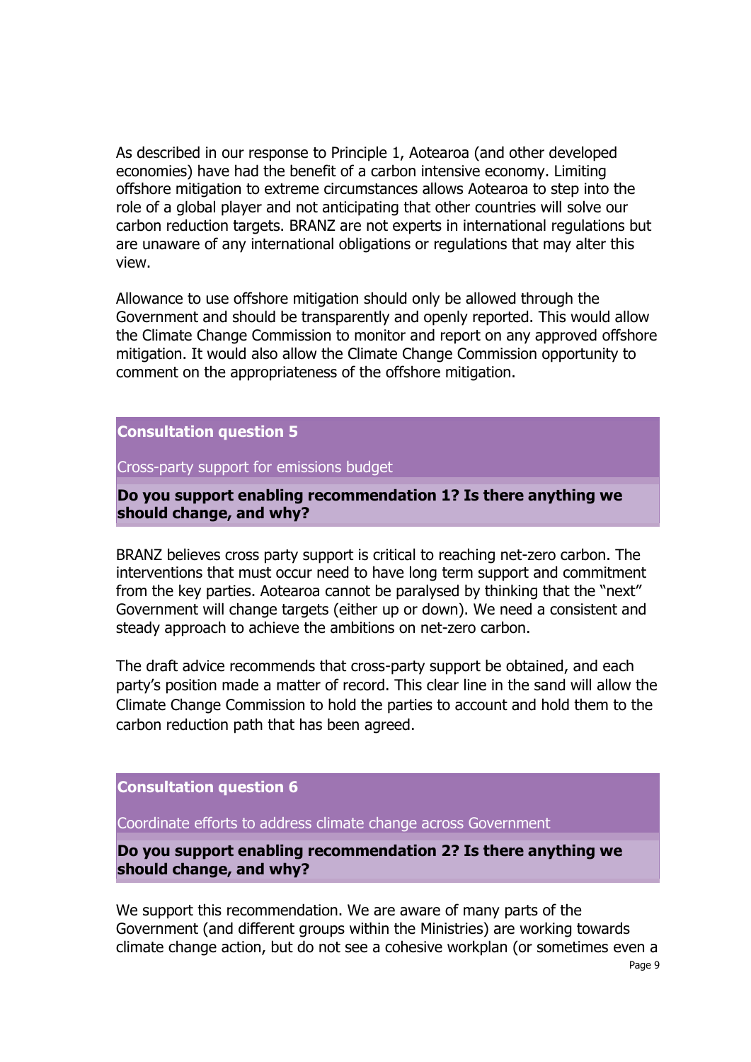As described in our response to Principle 1, Aotearoa (and other developed economies) have had the benefit of a carbon intensive economy. Limiting offshore mitigation to extreme circumstances allows Aotearoa to step into the role of a global player and not anticipating that other countries will solve our carbon reduction targets. BRANZ are not experts in international regulations but are unaware of any international obligations or regulations that may alter this view.

Allowance to use offshore mitigation should only be allowed through the Government and should be transparently and openly reported. This would allow the Climate Change Commission to monitor and report on any approved offshore mitigation. It would also allow the Climate Change Commission opportunity to comment on the appropriateness of the offshore mitigation.

**Consultation question 5**

Cross-party support for emissions budget

**Do you support enabling recommendation 1? Is there anything we should change, and why?**

BRANZ believes cross party support is critical to reaching net-zero carbon. The interventions that must occur need to have long term support and commitment from the key parties. Aotearoa cannot be paralysed by thinking that the "next" Government will change targets (either up or down). We need a consistent and steady approach to achieve the ambitions on net-zero carbon.

The draft advice recommends that cross-party support be obtained, and each party's position made a matter of record. This clear line in the sand will allow the Climate Change Commission to hold the parties to account and hold them to the carbon reduction path that has been agreed.

**Consultation question 6**

Coordinate efforts to address climate change across Government

**Do you support enabling recommendation 2? Is there anything we should change, and why?**

We support this recommendation. We are aware of many parts of the Government (and different groups within the Ministries) are working towards climate change action, but do not see a cohesive workplan (or sometimes even a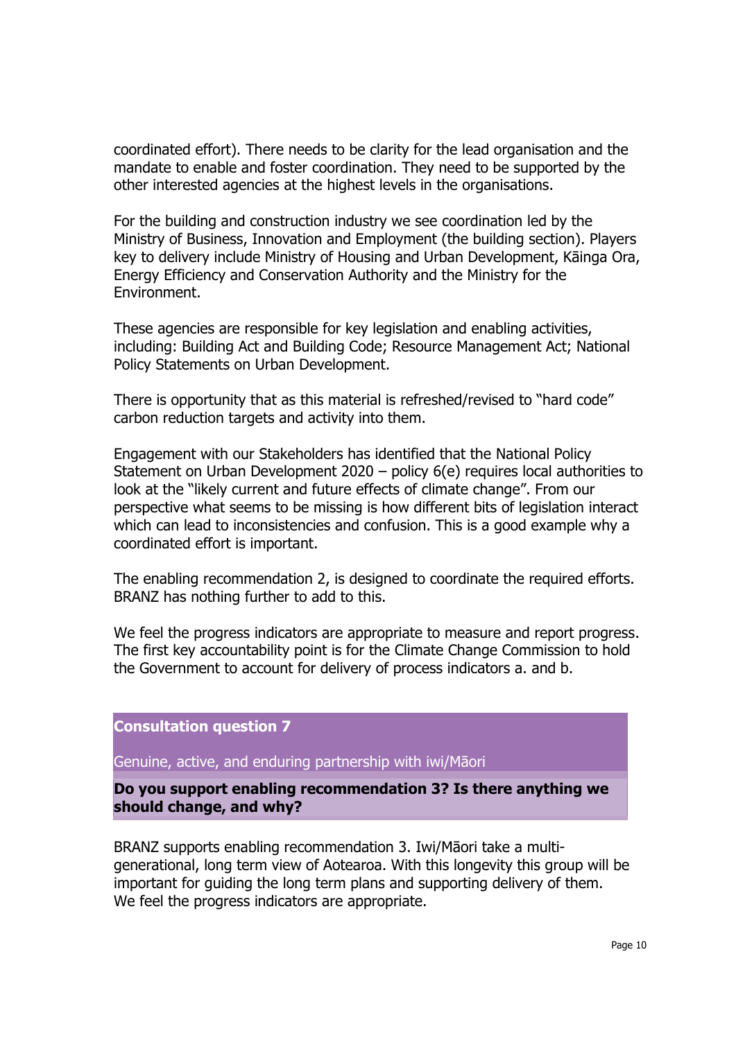coordinated effort). There needs to be clarity for the lead organisation and the mandate to enable and foster coordination. They need to be supported by the other interested agencies at the highest levels in the organisations.

For the building and construction industry we see coordination led by the Ministry of Business, Innovation and Employment (the building section). Players key to delivery include Ministry of Housing and Urban Development, Kāinga Ora, Energy Efficiency and Conservation Authority and the Ministry for the Environment.

These agencies are responsible for key legislation and enabling activities, including: Building Act and Building Code; Resource Management Act; National Policy Statements on Urban Development.

There is opportunity that as this material is refreshed/revised to "hard code" carbon reduction targets and activity into them.

Engagement with our Stakeholders has identified that the National Policy Statement on Urban Development 2020 – policy 6(e) requires local authorities to look at the "likely current and future effects of climate change". From our perspective what seems to be missing is how different bits of legislation interact which can lead to inconsistencies and confusion. This is a good example why a coordinated effort is important.

The enabling recommendation 2, is designed to coordinate the required efforts. BRANZ has nothing further to add to this.

We feel the progress indicators are appropriate to measure and report progress. The first key accountability point is for the Climate Change Commission to hold the Government to account for delivery of process indicators a. and b.

**Consultation question 7**

Genuine, active, and enduring partnership with iwi/Māori

**Do you support enabling recommendation 3? Is there anything we should change, and why?**

BRANZ supports enabling recommendation 3. Iwi/Māori take a multi-generational, long term view of Aotearoa. With this longevity this group will be important for guiding the long term plans and supporting delivery of them. We feel the progress indicators are appropriate.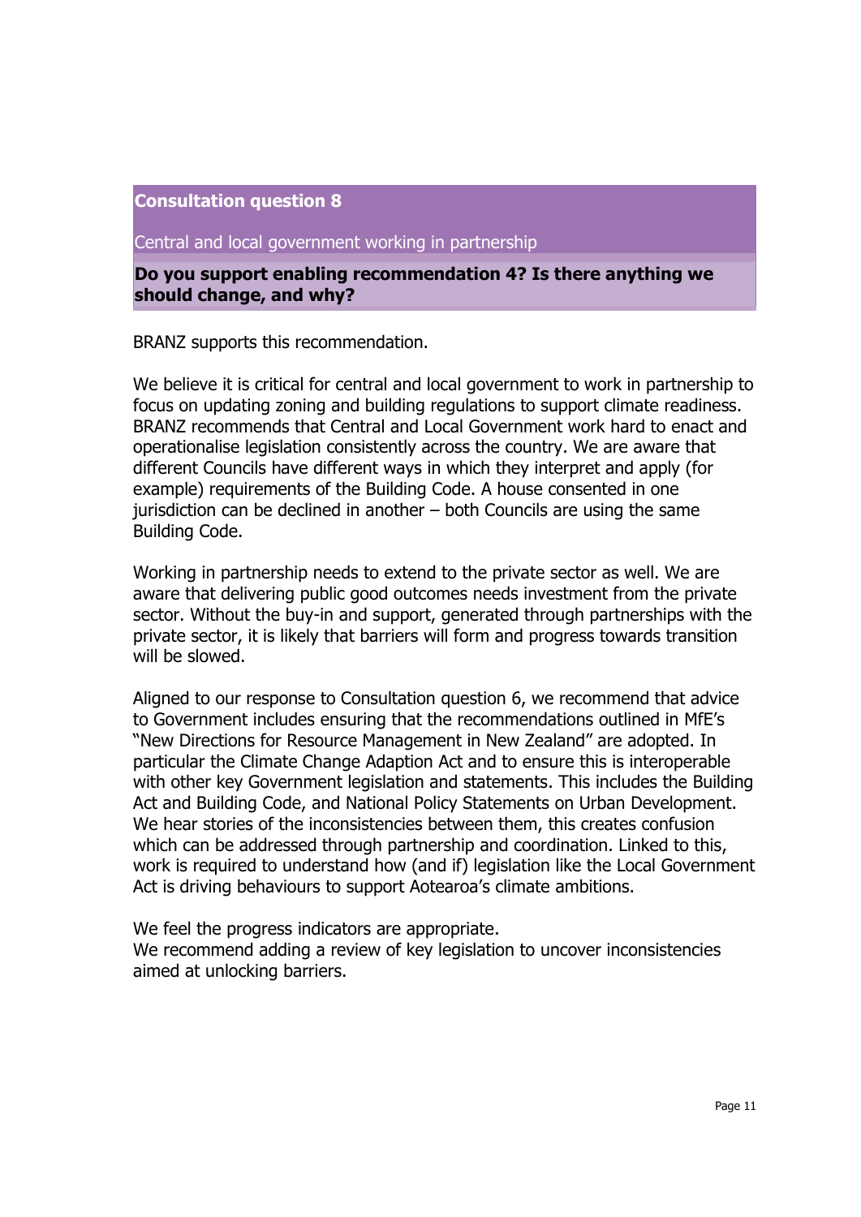**Consultation question 8**

Central and local government working in partnership

**Do you support enabling recommendation 4? Is there anything we should change, and why?**

BRANZ supports this recommendation.

We believe it is critical for central and local government to work in partnership to focus on updating zoning and building regulations to support climate readiness. BRANZ recommends that Central and Local Government work hard to enact and operationalise legislation consistently across the country. We are aware that different Councils have different ways in which they interpret and apply (for example) requirements of the Building Code. A house consented in one jurisdiction can be declined in another – both Councils are using the same Building Code.

Working in partnership needs to extend to the private sector as well. We are aware that delivering public good outcomes needs investment from the private sector. Without the buy-in and support, generated through partnerships with the private sector, it is likely that barriers will form and progress towards transition will be slowed.

Aligned to our response to Consultation question 6, we recommend that advice to Government includes ensuring that the recommendations outlined in MfE's "New Directions for Resource Management in New Zealand" are adopted. In particular the Climate Change Adaption Act and to ensure this is interoperable with other key Government legislation and statements. This includes the Building Act and Building Code, and National Policy Statements on Urban Development. We hear stories of the inconsistencies between them, this creates confusion which can be addressed through partnership and coordination. Linked to this, work is required to understand how (and if) legislation like the Local Government Act is driving behaviours to support Aotearoa's climate ambitions.

We feel the progress indicators are appropriate.
We recommend adding a review of key legislation to uncover inconsistencies aimed at unlocking barriers.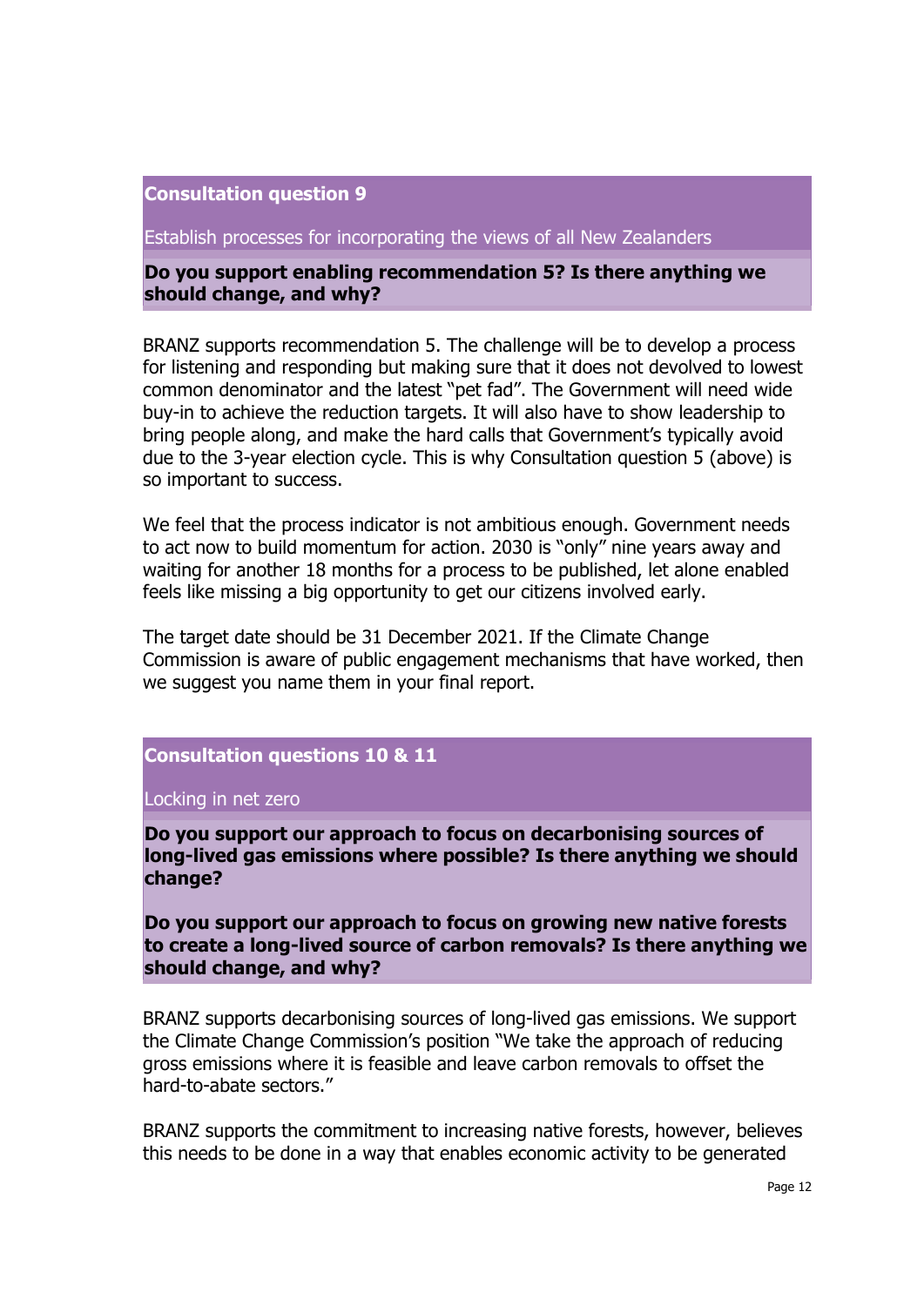## Consultation question 9

Establish processes for incorporating the views of all New Zealanders

**Do you support enabling recommendation 5? Is there anything we should change, and why?**

BRANZ supports recommendation 5. The challenge will be to develop a process for listening and responding but making sure that it does not devolved to lowest common denominator and the latest "pet fad". The Government will need wide buy-in to achieve the reduction targets. It will also have to show leadership to bring people along, and make the hard calls that Government's typically avoid due to the 3-year election cycle. This is why Consultation question 5 (above) is so important to success.

We feel that the process indicator is not ambitious enough. Government needs to act now to build momentum for action. 2030 is "only" nine years away and waiting for another 18 months for a process to be published, let alone enabled feels like missing a big opportunity to get our citizens involved early.

The target date should be 31 December 2021. If the Climate Change Commission is aware of public engagement mechanisms that have worked, then we suggest you name them in your final report.

## Consultation questions 10 & 11

Locking in net zero

**Do you support our approach to focus on decarbonising sources of long-lived gas emissions where possible? Is there anything we should change?**

**Do you support our approach to focus on growing new native forests to create a long-lived source of carbon removals? Is there anything we should change, and why?**

BRANZ supports decarbonising sources of long-lived gas emissions. We support the Climate Change Commission's position "We take the approach of reducing gross emissions where it is feasible and leave carbon removals to offset the hard-to-abate sectors."

BRANZ supports the commitment to increasing native forests, however, believes this needs to be done in a way that enables economic activity to be generated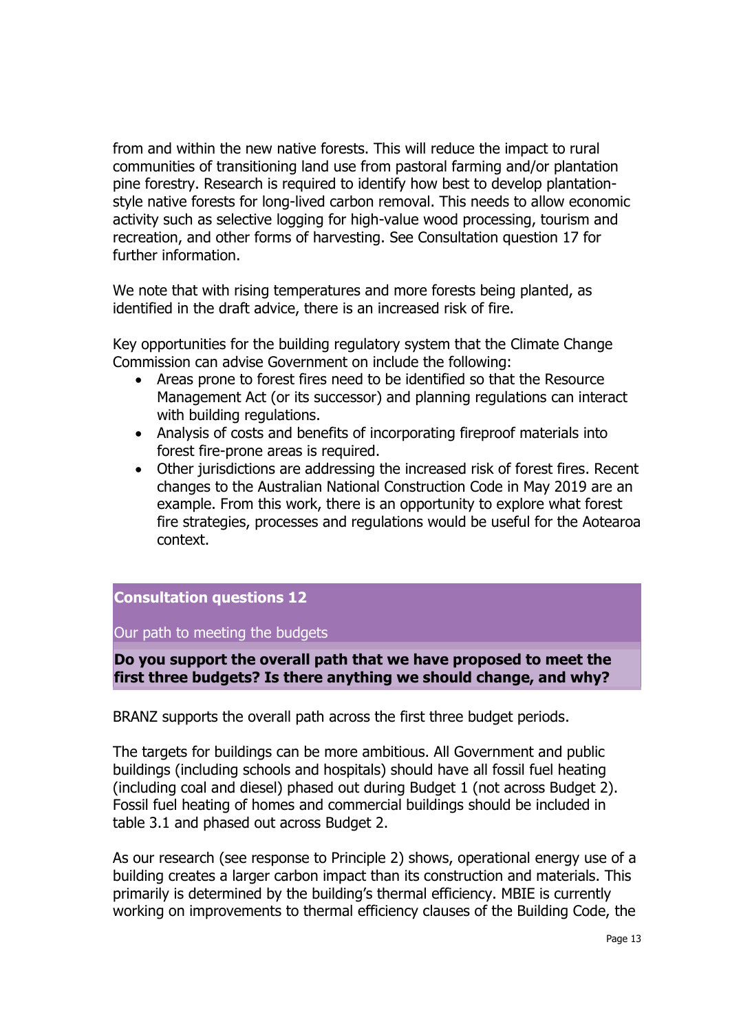from and within the new native forests. This will reduce the impact to rural communities of transitioning land use from pastoral farming and/or plantation pine forestry. Research is required to identify how best to develop plantation-style native forests for long-lived carbon removal. This needs to allow economic activity such as selective logging for high-value wood processing, tourism and recreation, and other forms of harvesting. See Consultation question 17 for further information.

We note that with rising temperatures and more forests being planted, as identified in the draft advice, there is an increased risk of fire.

Key opportunities for the building regulatory system that the Climate Change Commission can advise Government on include the following:

- Areas prone to forest fires need to be identified so that the Resource Management Act (or its successor) and planning regulations can interact with building regulations.
- Analysis of costs and benefits of incorporating fireproof materials into forest fire-prone areas is required.
- Other jurisdictions are addressing the increased risk of forest fires. Recent changes to the Australian National Construction Code in May 2019 are an example. From this work, there is an opportunity to explore what forest fire strategies, processes and regulations would be useful for the Aotearoa context.

**Consultation questions 12**

Our path to meeting the budgets

**Do you support the overall path that we have proposed to meet the first three budgets? Is there anything we should change, and why?**

BRANZ supports the overall path across the first three budget periods.

The targets for buildings can be more ambitious. All Government and public buildings (including schools and hospitals) should have all fossil fuel heating (including coal and diesel) phased out during Budget 1 (not across Budget 2). Fossil fuel heating of homes and commercial buildings should be included in table 3.1 and phased out across Budget 2.

As our research (see response to Principle 2) shows, operational energy use of a building creates a larger carbon impact than its construction and materials. This primarily is determined by the building's thermal efficiency. MBIE is currently working on improvements to thermal efficiency clauses of the Building Code, the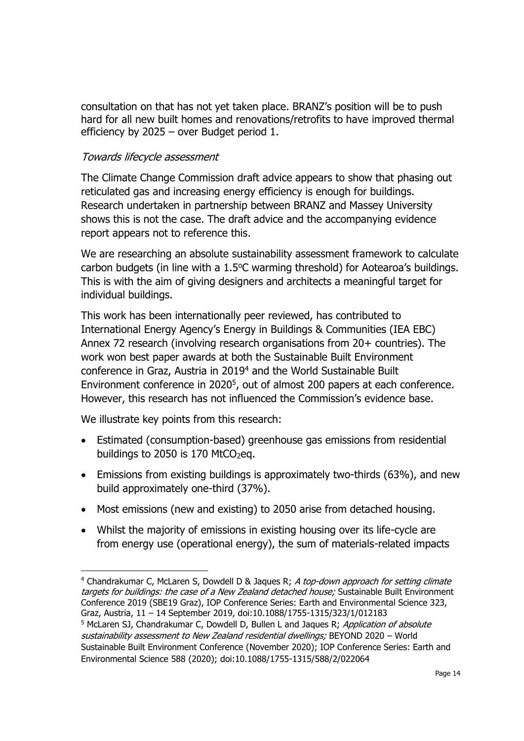consultation on that has not yet taken place. BRANZ's position will be to push hard for all new built homes and renovations/retrofits to have improved thermal efficiency by 2025 – over Budget period 1.

### *Towards lifecycle assessment*

The Climate Change Commission draft advice appears to show that phasing out reticulated gas and increasing energy efficiency is enough for buildings. Research undertaken in partnership between BRANZ and Massey University shows this is not the case. The draft advice and the accompanying evidence report appears not to reference this.

We are researching an absolute sustainability assessment framework to calculate carbon budgets (in line with a 1.5°C warming threshold) for Aotearoa's buildings. This is with the aim of giving designers and architects a meaningful target for individual buildings.

This work has been internationally peer reviewed, has contributed to International Energy Agency's Energy in Buildings & Communities (IEA EBC) Annex 72 research (involving research organisations from 20+ countries). The work won best paper awards at both the Sustainable Built Environment conference in Graz, Austria in 2019[4] and the World Sustainable Built Environment conference in 2020[5], out of almost 200 papers at each conference. However, this research has not influenced the Commission's evidence base.

We illustrate key points from this research:

- Estimated (consumption-based) greenhouse gas emissions from residential buildings to 2050 is 170 $MtCO_2eq$.
- Emissions from existing buildings is approximately two-thirds (63%), and new build approximately one-third (37%).
- Most emissions (new and existing) to 2050 arise from detached housing.
- Whilst the majority of emissions in existing housing over its life-cycle are from energy use (operational energy), the sum of materials-related impacts

---

[4] Chandrakumar C, McLaren S, Dowdell D & Jaques R; *A top-down approach for setting climate targets for buildings: the case of a New Zealand detached house;* Sustainable Built Environment Conference 2019 (SBE19 Graz), IOP Conference Series: Earth and Environmental Science 323, Graz, Austria, 11 – 14 September 2019, doi:10.1088/1755-1315/323/1/012183

[5] McLaren SJ, Chandrakumar C, Dowdell D, Bullen L and Jaques R; *Application of absolute sustainability assessment to New Zealand residential dwellings;* BEYOND 2020 – World Sustainable Built Environment Conference (November 2020); IOP Conference Series: Earth and Environmental Science 588 (2020); doi:10.1088/1755-1315/588/2/022064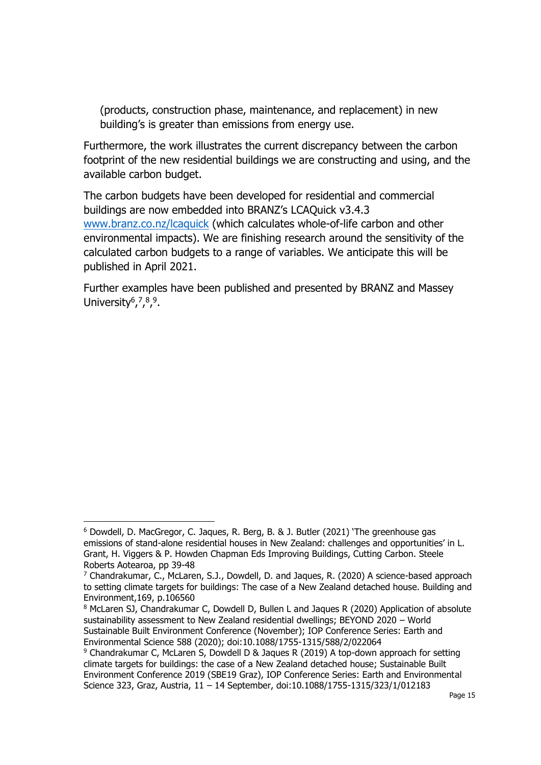(products, construction phase, maintenance, and replacement) in new building's is greater than emissions from energy use.

Furthermore, the work illustrates the current discrepancy between the carbon footprint of the new residential buildings we are constructing and using, and the available carbon budget.

The carbon budgets have been developed for residential and commercial buildings are now embedded into BRANZ's LCAQuick v3.4.3 www.branz.co.nz/lcaquick (which calculates whole-of-life carbon and other environmental impacts). We are finishing research around the sensitivity of the calculated carbon budgets to a range of variables. We anticipate this will be published in April 2021.

Further examples have been published and presented by BRANZ and Massey University[6],[7],[8],[9].

---

[6] Dowdell, D. MacGregor, C. Jaques, R. Berg, B. & J. Butler (2021) 'The greenhouse gas emissions of stand-alone residential houses in New Zealand: challenges and opportunities' in L. Grant, H. Viggers & P. Howden Chapman Eds Improving Buildings, Cutting Carbon. Steele Roberts Aotearoa, pp 39-48

[7] Chandrakumar, C., McLaren, S.J., Dowdell, D. and Jaques, R. (2020) A science-based approach to setting climate targets for buildings: The case of a New Zealand detached house. Building and Environment,169, p.106560

[8] McLaren SJ, Chandrakumar C, Dowdell D, Bullen L and Jaques R (2020) Application of absolute sustainability assessment to New Zealand residential dwellings; BEYOND 2020 – World Sustainable Built Environment Conference (November); IOP Conference Series: Earth and Environmental Science 588 (2020); doi:10.1088/1755-1315/588/2/022064

[9] Chandrakumar C, McLaren S, Dowdell D & Jaques R (2019) A top-down approach for setting climate targets for buildings: the case of a New Zealand detached house; Sustainable Built Environment Conference 2019 (SBE19 Graz), IOP Conference Series: Earth and Environmental Science 323, Graz, Austria, 11 – 14 September, doi:10.1088/1755-1315/323/1/012183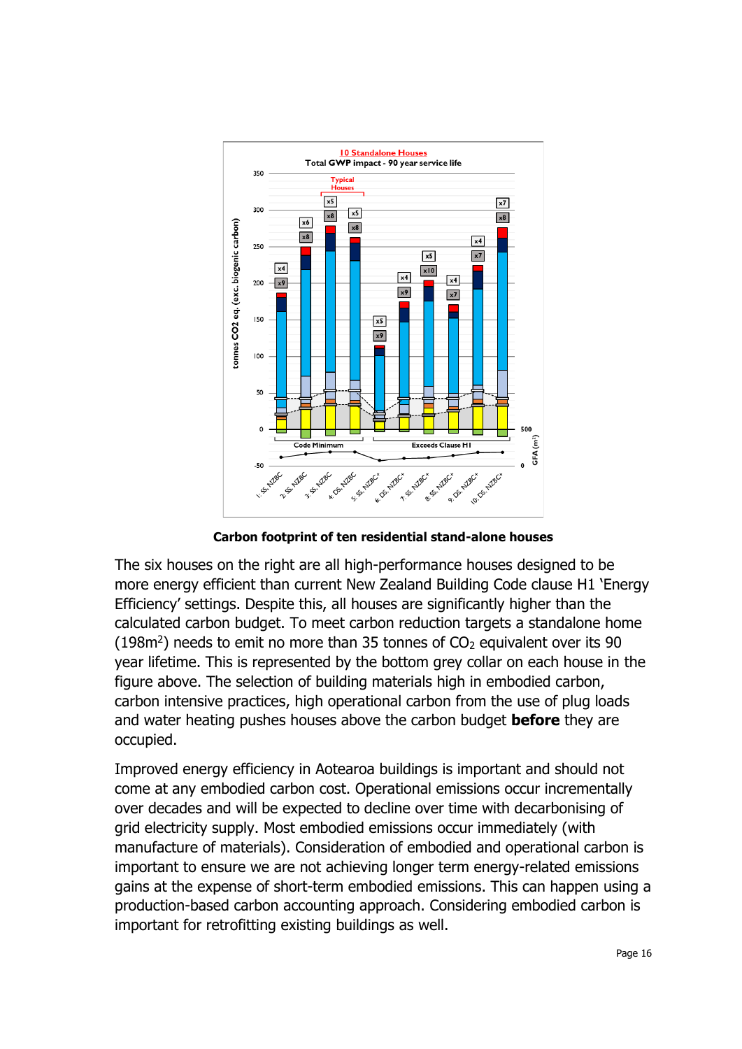Carbon footprint of ten residential stand-alone houses

The six houses on the right are all high-performance houses designed to be more energy efficient than current New Zealand Building Code clause H1 'Energy Efficiency' settings. Despite this, all houses are significantly higher than the calculated carbon budget. To meet carbon reduction targets a standalone home (198m$^2$) needs to emit no more than 35 tonnes of $CO_2$ equivalent over its 90 year lifetime. This is represented by the bottom grey collar on each house in the figure above. The selection of building materials high in embodied carbon, carbon intensive practices, high operational carbon from the use of plug loads and water heating pushes houses above the carbon budget **before** they are occupied.

Improved energy efficiency in Aotearoa buildings is important and should not come at any embodied carbon cost. Operational emissions occur incrementally over decades and will be expected to decline over time with decarbonising of grid electricity supply. Most embodied emissions occur immediately (with manufacture of materials). Consideration of embodied and operational carbon is important to ensure we are not achieving longer term energy-related emissions gains at the expense of short-term embodied emissions. This can happen using a production-based carbon accounting approach. Considering embodied carbon is important for retrofitting existing buildings as well.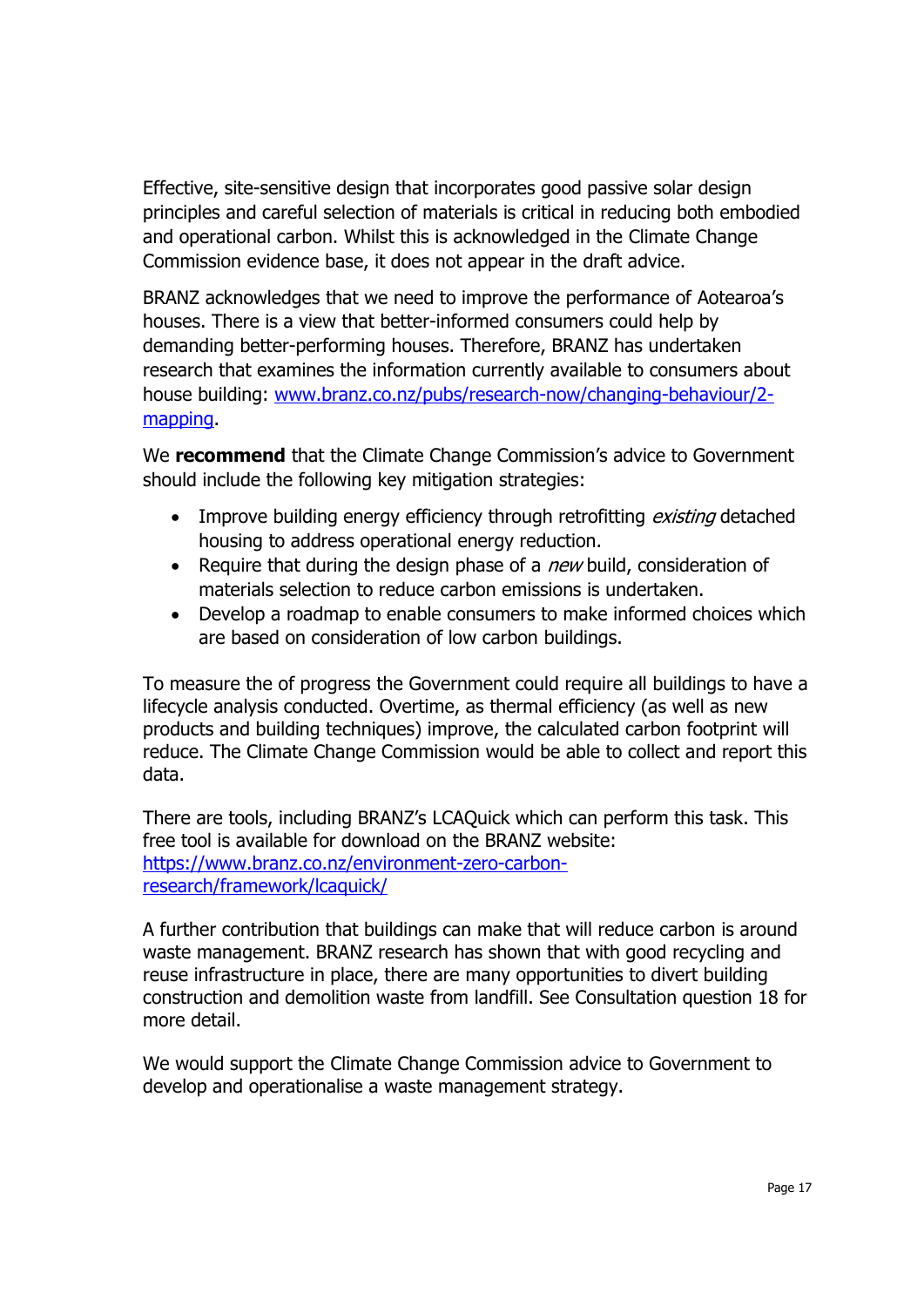Effective, site-sensitive design that incorporates good passive solar design principles and careful selection of materials is critical in reducing both embodied and operational carbon. Whilst this is acknowledged in the Climate Change Commission evidence base, it does not appear in the draft advice.

BRANZ acknowledges that we need to improve the performance of Aotearoa's houses. There is a view that better-informed consumers could help by demanding better-performing houses. Therefore, BRANZ has undertaken research that examines the information currently available to consumers about house building: [www.branz.co.nz/pubs/research-now/changing-behaviour/2-mapping](www.branz.co.nz/pubs/research-now/changing-behaviour/2-mapping).

We **recommend** that the Climate Change Commission's advice to Government should include the following key mitigation strategies:

- Improve building energy efficiency through retrofitting *existing* detached housing to address operational energy reduction.
- Require that during the design phase of a *new* build, consideration of materials selection to reduce carbon emissions is undertaken.
- Develop a roadmap to enable consumers to make informed choices which are based on consideration of low carbon buildings.

To measure the of progress the Government could require all buildings to have a lifecycle analysis conducted. Overtime, as thermal efficiency (as well as new products and building techniques) improve, the calculated carbon footprint will reduce. The Climate Change Commission would be able to collect and report this data.

There are tools, including BRANZ's LCAQuick which can perform this task. This free tool is available for download on the BRANZ website: [https://www.branz.co.nz/environment-zero-carbon-research/framework/lcaquick/](https://www.branz.co.nz/environment-zero-carbon-research/framework/lcaquick/)

A further contribution that buildings can make that will reduce carbon is around waste management. BRANZ research has shown that with good recycling and reuse infrastructure in place, there are many opportunities to divert building construction and demolition waste from landfill. See Consultation question 18 for more detail.

We would support the Climate Change Commission advice to Government to develop and operationalise a waste management strategy.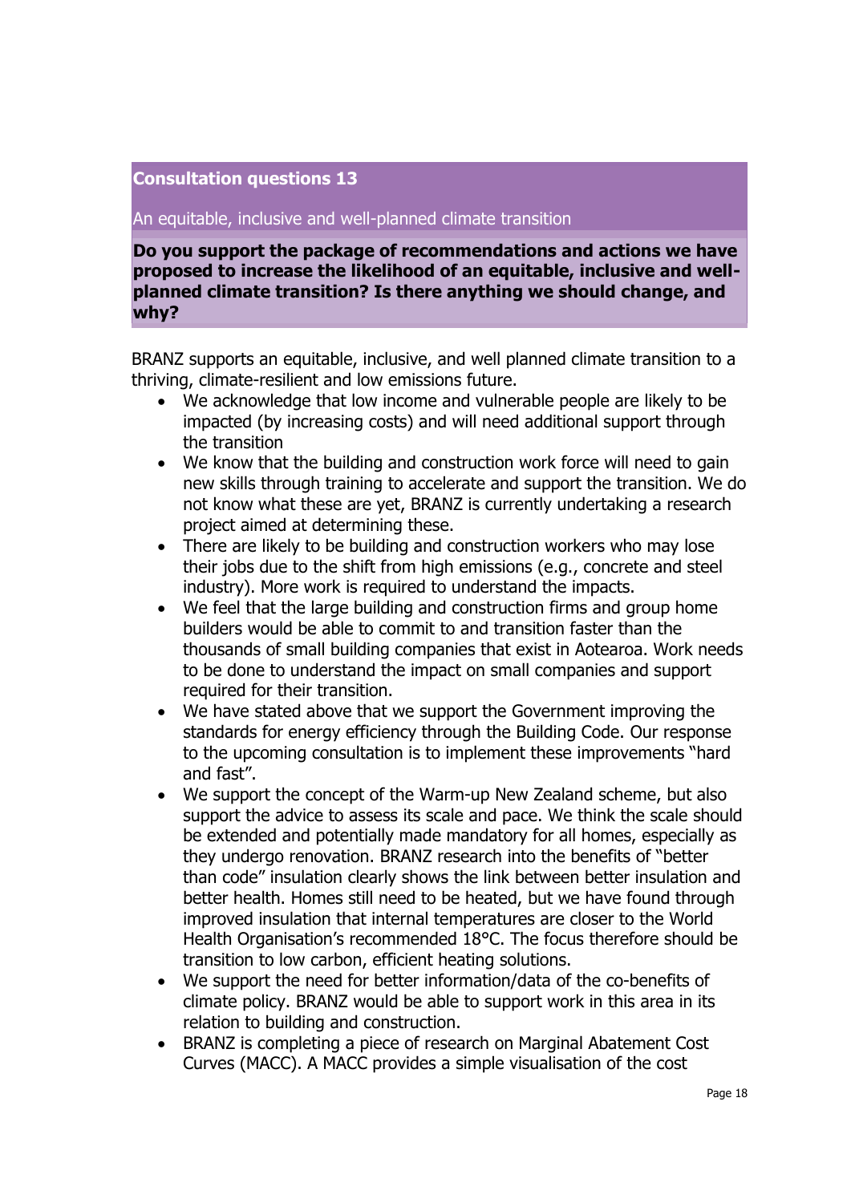## Consultation questions 13

An equitable, inclusive and well-planned climate transition

**Do you support the package of recommendations and actions we have proposed to increase the likelihood of an equitable, inclusive and well-planned climate transition? Is there anything we should change, and why?**

BRANZ supports an equitable, inclusive, and well planned climate transition to a thriving, climate-resilient and low emissions future.

- We acknowledge that low income and vulnerable people are likely to be impacted (by increasing costs) and will need additional support through the transition
- We know that the building and construction work force will need to gain new skills through training to accelerate and support the transition. We do not know what these are yet, BRANZ is currently undertaking a research project aimed at determining these.
- There are likely to be building and construction workers who may lose their jobs due to the shift from high emissions (e.g., concrete and steel industry). More work is required to understand the impacts.
- We feel that the large building and construction firms and group home builders would be able to commit to and transition faster than the thousands of small building companies that exist in Aotearoa. Work needs to be done to understand the impact on small companies and support required for their transition.
- We have stated above that we support the Government improving the standards for energy efficiency through the Building Code. Our response to the upcoming consultation is to implement these improvements "hard and fast".
- We support the concept of the Warm-up New Zealand scheme, but also support the advice to assess its scale and pace. We think the scale should be extended and potentially made mandatory for all homes, especially as they undergo renovation. BRANZ research into the benefits of "better than code" insulation clearly shows the link between better insulation and better health. Homes still need to be heated, but we have found through improved insulation that internal temperatures are closer to the World Health Organisation's recommended 18°C. The focus therefore should be transition to low carbon, efficient heating solutions.
- We support the need for better information/data of the co-benefits of climate policy. BRANZ would be able to support work in this area in its relation to building and construction.
- BRANZ is completing a piece of research on Marginal Abatement Cost Curves (MACC). A MACC provides a simple visualisation of the cost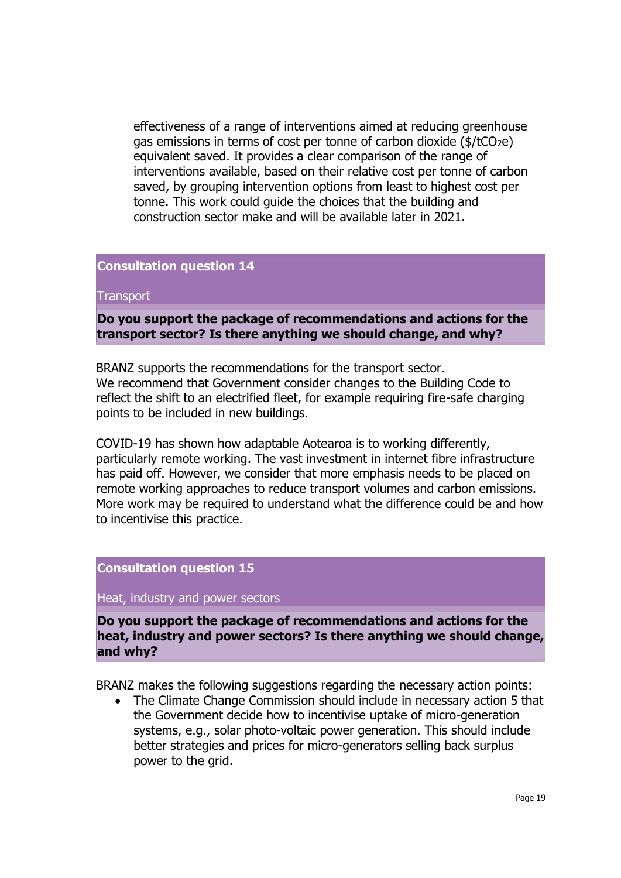effectiveness of a range of interventions aimed at reducing greenhouse gas emissions in terms of cost per tonne of carbon dioxide ($/t$CO_2$e) equivalent saved. It provides a clear comparison of the range of interventions available, based on their relative cost per tonne of carbon saved, by grouping intervention options from least to highest cost per tonne. This work could guide the choices that the building and construction sector make and will be available later in 2021.

## Consultation question 14

Transport

**Do you support the package of recommendations and actions for the transport sector? Is there anything we should change, and why?**

BRANZ supports the recommendations for the transport sector.
We recommend that Government consider changes to the Building Code to reflect the shift to an electrified fleet, for example requiring fire-safe charging points to be included in new buildings.

COVID-19 has shown how adaptable Aotearoa is to working differently, particularly remote working. The vast investment in internet fibre infrastructure has paid off. However, we consider that more emphasis needs to be placed on remote working approaches to reduce transport volumes and carbon emissions. More work may be required to understand what the difference could be and how to incentivise this practice.

## Consultation question 15

Heat, industry and power sectors

**Do you support the package of recommendations and actions for the heat, industry and power sectors? Is there anything we should change, and why?**

BRANZ makes the following suggestions regarding the necessary action points:

- The Climate Change Commission should include in necessary action 5 that the Government decide how to incentivise uptake of micro-generation systems, e.g., solar photo-voltaic power generation. This should include better strategies and prices for micro-generators selling back surplus power to the grid.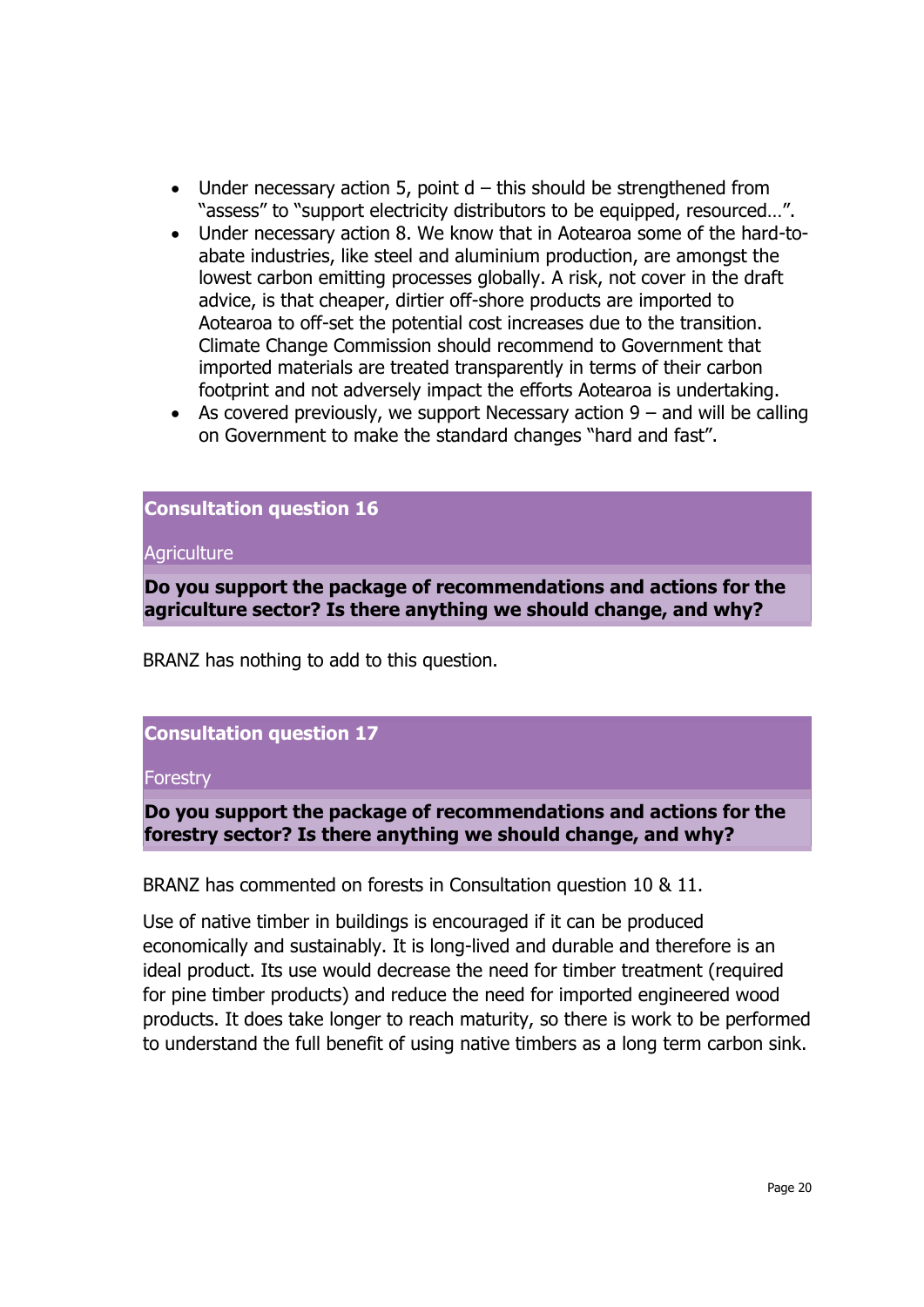- Under necessary action 5, point d – this should be strengthened from "assess" to "support electricity distributors to be equipped, resourced…".
- Under necessary action 8. We know that in Aotearoa some of the hard-to-abate industries, like steel and aluminium production, are amongst the lowest carbon emitting processes globally. A risk, not cover in the draft advice, is that cheaper, dirtier off-shore products are imported to Aotearoa to off-set the potential cost increases due to the transition. Climate Change Commission should recommend to Government that imported materials are treated transparently in terms of their carbon footprint and not adversely impact the efforts Aotearoa is undertaking.
- As covered previously, we support Necessary action 9 – and will be calling on Government to make the standard changes "hard and fast".

## Consultation question 16

Agriculture

**Do you support the package of recommendations and actions for the agriculture sector? Is there anything we should change, and why?**

BRANZ has nothing to add to this question.

## Consultation question 17

Forestry

**Do you support the package of recommendations and actions for the forestry sector? Is there anything we should change, and why?**

BRANZ has commented on forests in Consultation question 10 & 11.

Use of native timber in buildings is encouraged if it can be produced economically and sustainably. It is long-lived and durable and therefore is an ideal product. Its use would decrease the need for timber treatment (required for pine timber products) and reduce the need for imported engineered wood products. It does take longer to reach maturity, so there is work to be performed to understand the full benefit of using native timbers as a long term carbon sink.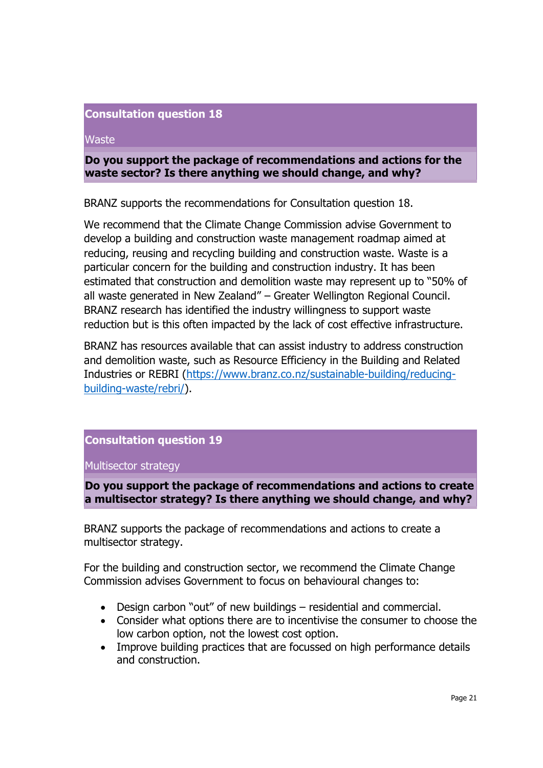## Consultation question 18

Waste

**Do you support the package of recommendations and actions for the waste sector? Is there anything we should change, and why?**

BRANZ supports the recommendations for Consultation question 18.

We recommend that the Climate Change Commission advise Government to develop a building and construction waste management roadmap aimed at reducing, reusing and recycling building and construction waste. Waste is a particular concern for the building and construction industry. It has been estimated that construction and demolition waste may represent up to "50% of all waste generated in New Zealand" – Greater Wellington Regional Council. BRANZ research has identified the industry willingness to support waste reduction but is this often impacted by the lack of cost effective infrastructure.

BRANZ has resources available that can assist industry to address construction and demolition waste, such as Resource Efficiency in the Building and Related Industries or REBRI (https://www.branz.co.nz/sustainable-building/reducing-building-waste/rebri/).

## Consultation question 19

Multisector strategy

**Do you support the package of recommendations and actions to create a multisector strategy? Is there anything we should change, and why?**

BRANZ supports the package of recommendations and actions to create a multisector strategy.

For the building and construction sector, we recommend the Climate Change Commission advises Government to focus on behavioural changes to:

- Design carbon "out" of new buildings – residential and commercial.
- Consider what options there are to incentivise the consumer to choose the low carbon option, not the lowest cost option.
- Improve building practices that are focussed on high performance details and construction.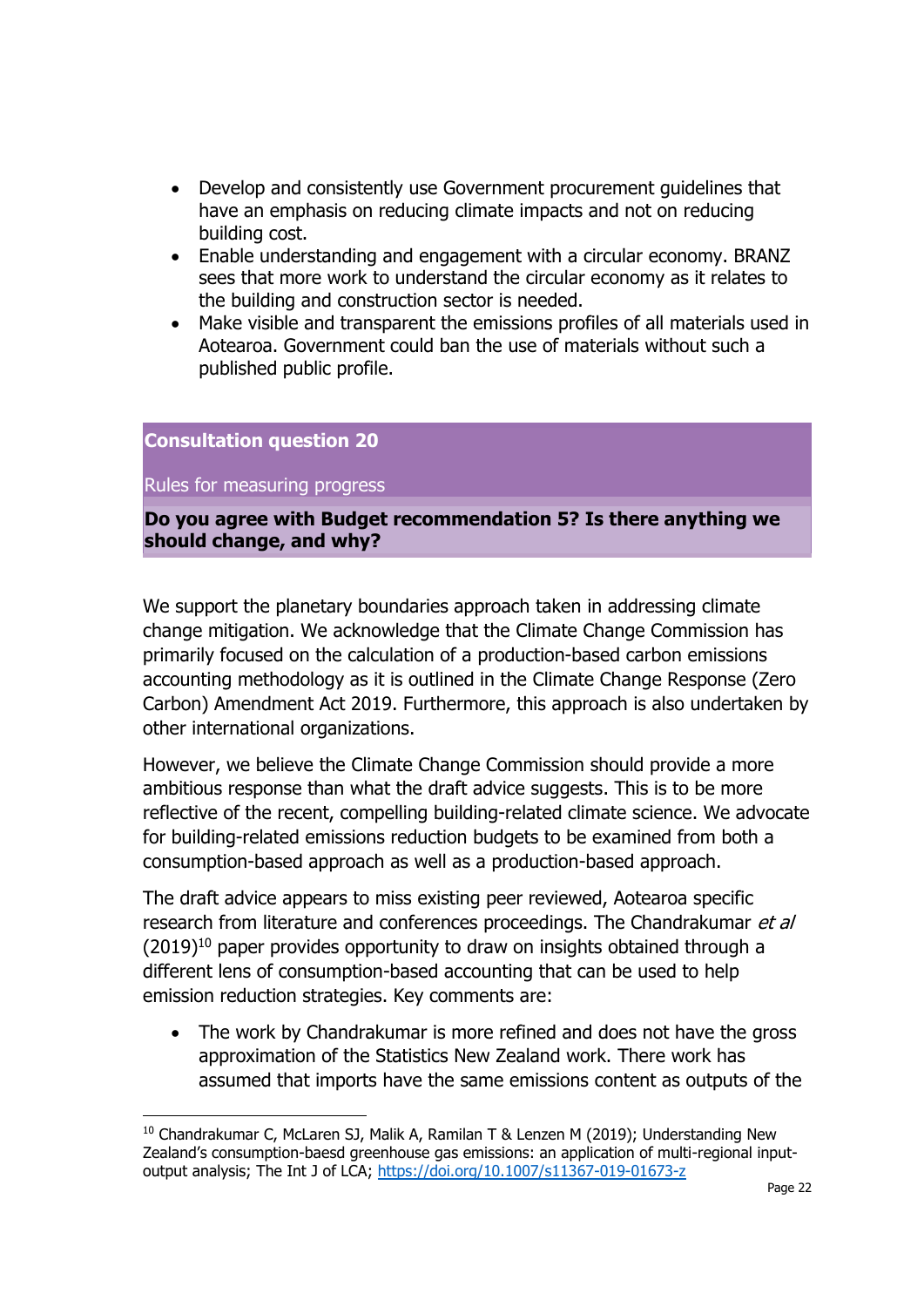- Develop and consistently use Government procurement guidelines that have an emphasis on reducing climate impacts and not on reducing building cost.
- Enable understanding and engagement with a circular economy. BRANZ sees that more work to understand the circular economy as it relates to the building and construction sector is needed.
- Make visible and transparent the emissions profiles of all materials used in Aotearoa. Government could ban the use of materials without such a published public profile.

**Consultation question 20**

Rules for measuring progress

**Do you agree with Budget recommendation 5? Is there anything we should change, and why?**

We support the planetary boundaries approach taken in addressing climate change mitigation. We acknowledge that the Climate Change Commission has primarily focused on the calculation of a production-based carbon emissions accounting methodology as it is outlined in the Climate Change Response (Zero Carbon) Amendment Act 2019. Furthermore, this approach is also undertaken by other international organizations.

However, we believe the Climate Change Commission should provide a more ambitious response than what the draft advice suggests. This is to be more reflective of the recent, compelling building-related climate science. We advocate for building-related emissions reduction budgets to be examined from both a consumption-based approach as well as a production-based approach.

The draft advice appears to miss existing peer reviewed, Aotearoa specific research from literature and conferences proceedings. The Chandrakumar *et al* (2019)[10] paper provides opportunity to draw on insights obtained through a different lens of consumption-based accounting that can be used to help emission reduction strategies. Key comments are:

- The work by Chandrakumar is more refined and does not have the gross approximation of the Statistics New Zealand work. There work has assumed that imports have the same emissions content as outputs of the

[10] Chandrakumar C, McLaren SJ, Malik A, Ramilan T & Lenzen M (2019); Understanding New Zealand's consumption-baesd greenhouse gas emissions: an application of multi-regional input-output analysis; The Int J of LCA; https://doi.org/10.1007/s11367-019-01673-z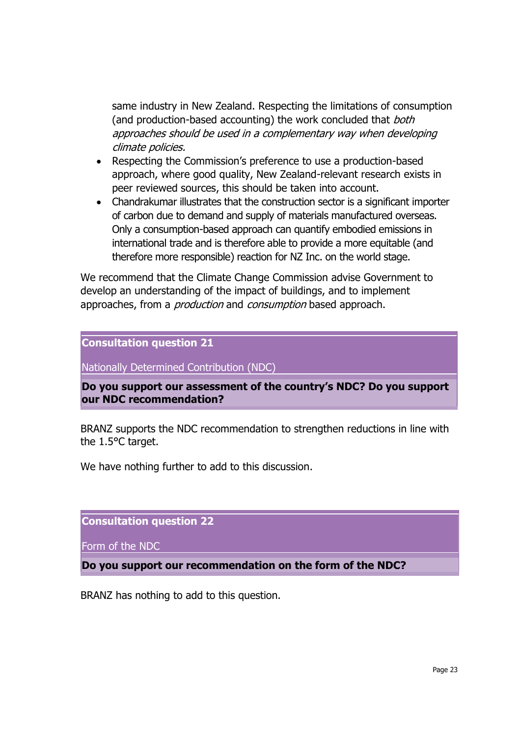same industry in New Zealand. Respecting the limitations of consumption (and production-based accounting) the work concluded that *both approaches should be used in a complementary way when developing climate policies.*

- Respecting the Commission's preference to use a production-based approach, where good quality, New Zealand-relevant research exists in peer reviewed sources, this should be taken into account.
- Chandrakumar illustrates that the construction sector is a significant importer of carbon due to demand and supply of materials manufactured overseas. Only a consumption-based approach can quantify embodied emissions in international trade and is therefore able to provide a more equitable (and therefore more responsible) reaction for NZ Inc. on the world stage.

We recommend that the Climate Change Commission advise Government to develop an understanding of the impact of buildings, and to implement approaches, from a *production* and *consumption* based approach.

## Consultation question 21

Nationally Determined Contribution (NDC)

**Do you support our assessment of the country's NDC? Do you support our NDC recommendation?**

BRANZ supports the NDC recommendation to strengthen reductions in line with the 1.5°C target.

We have nothing further to add to this discussion.

## Consultation question 22

Form of the NDC

**Do you support our recommendation on the form of the NDC?**

BRANZ has nothing to add to this question.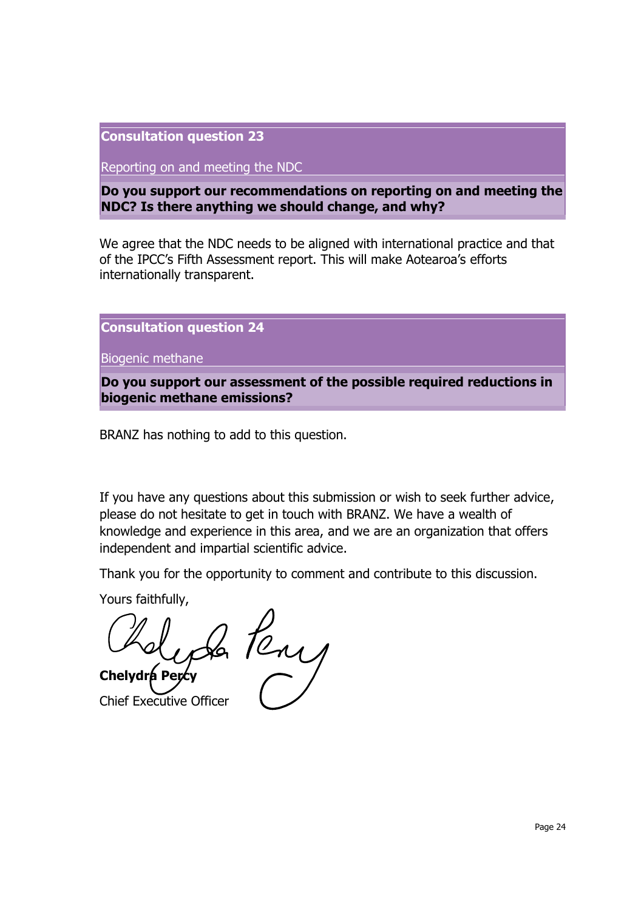**Consultation question 23**

Reporting on and meeting the NDC

**Do you support our recommendations on reporting on and meeting the NDC? Is there anything we should change, and why?**

We agree that the NDC needs to be aligned with international practice and that of the IPCC's Fifth Assessment report. This will make Aotearoa's efforts internationally transparent.

**Consultation question 24**

Biogenic methane

**Do you support our assessment of the possible required reductions in biogenic methane emissions?**

BRANZ has nothing to add to this question.

If you have any questions about this submission or wish to seek further advice, please do not hesitate to get in touch with BRANZ. We have a wealth of knowledge and experience in this area, and we are an organization that offers independent and impartial scientific advice.

Thank you for the opportunity to comment and contribute to this discussion.

Yours faithfully,

**Chelydra Percy**

Chief Executive Officer